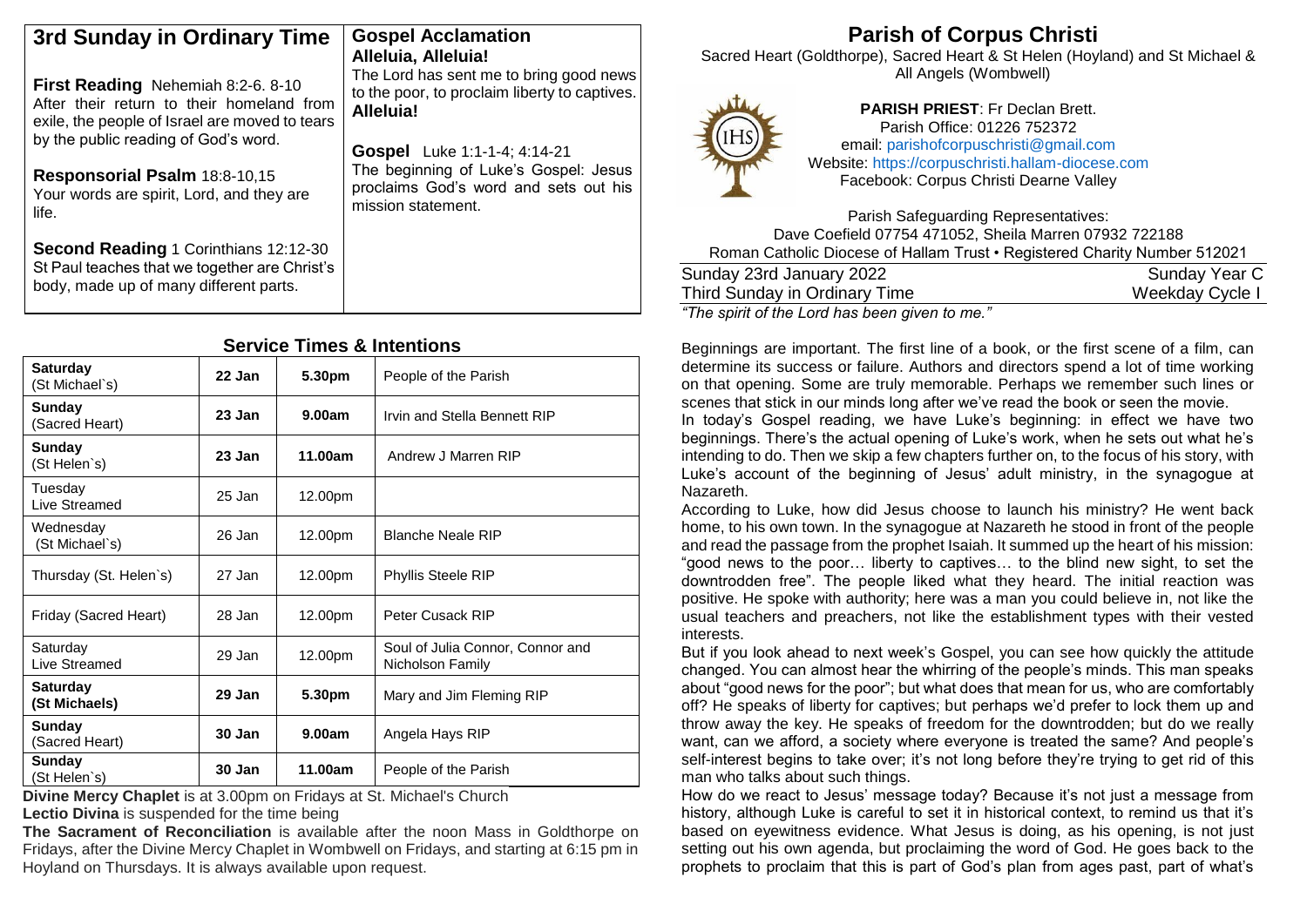# 3rd Sunday in Ordinary Time

**First Reading** Nehemiah 8:2-6. 8-10
After their return to their homeland from exile, the people of Israel are moved to tears by the public reading of God's word.

**Responsorial Psalm** 18:8-10,15
Your words are spirit, Lord, and they are life.

**Second Reading** 1 Corinthians 12:12-30
St Paul teaches that we together are Christ's body, made up of many different parts.

**Gospel Acclamation**
**Alleluia, Alleluia!**
The Lord has sent me to bring good news to the poor, to proclaim liberty to captives.
**Alleluia!**

**Gospel** Luke 1:1-1-4; 4:14-21
The beginning of Luke's Gospel: Jesus proclaims God's word and sets out his mission statement.

## Service Times & Intentions

| | | | |
|---|---|---|---|
| **Saturday** (St Michael`s) | **22 Jan** | **5.30pm** | People of the Parish |
| **Sunday** (Sacred Heart) | **23 Jan** | **9.00am** | Irvin and Stella Bennett RIP |
| **Sunday** (St Helen`s) | **23 Jan** | **11.00am** | Andrew J Marren RIP |
| Tuesday Live Streamed | 25 Jan | 12.00pm | |
| Wednesday (St Michael`s) | 26 Jan | 12.00pm | Blanche Neale RIP |
| Thursday (St. Helen`s) | 27 Jan | 12.00pm | Phyllis Steele RIP |
| Friday (Sacred Heart) | 28 Jan | 12.00pm | Peter Cusack RIP |
| Saturday Live Streamed | 29 Jan | 12.00pm | Soul of Julia Connor, Connor and Nicholson Family |
| **Saturday (St Michaels)** | **29 Jan** | **5.30pm** | Mary and Jim Fleming RIP |
| **Sunday** (Sacred Heart) | **30 Jan** | **9.00am** | Angela Hays RIP |
| **Sunday** (St Helen`s) | **30 Jan** | **11.00am** | People of the Parish |

**Divine Mercy Chaplet** is at 3.00pm on Fridays at St. Michael's Church
**Lectio Divina** is suspended for the time being
**The Sacrament of Reconciliation** is available after the noon Mass in Goldthorpe on Fridays, after the Divine Mercy Chaplet in Wombwell on Fridays, and starting at 6:15 pm in Hoyland on Thursdays. It is always available upon request.

# Parish of Corpus Christi

Sacred Heart (Goldthorpe), Sacred Heart & St Helen (Hoyland) and St Michael & All Angels (Wombwell)

**PARISH PRIEST**: Fr Declan Brett.
Parish Office: 01226 752372
email: parishofcorpuschristi@gmail.com
Website: https://corpuschristi.hallam-diocese.com
Facebook: Corpus Christi Dearne Valley

Parish Safeguarding Representatives:
Dave Coefield 07754 471052, Sheila Marren 07932 722188
Roman Catholic Diocese of Hallam Trust • Registered Charity Number 512021

Sunday 23rd January 2022 — Sunday Year C
Third Sunday in Ordinary Time — Weekday Cycle I

*"The spirit of the Lord has been given to me."*

Beginnings are important. The first line of a book, or the first scene of a film, can determine its success or failure. Authors and directors spend a lot of time working on that opening. Some are truly memorable. Perhaps we remember such lines or scenes that stick in our minds long after we've read the book or seen the movie.
In today's Gospel reading, we have Luke's beginning: in effect we have two beginnings. There's the actual opening of Luke's work, when he sets out what he's intending to do. Then we skip a few chapters further on, to the focus of his story, with Luke's account of the beginning of Jesus' adult ministry, in the synagogue at Nazareth.
According to Luke, how did Jesus choose to launch his ministry? He went back home, to his own town. In the synagogue at Nazareth he stood in front of the people and read the passage from the prophet Isaiah. It summed up the heart of his mission: "good news to the poor… liberty to captives… to the blind new sight, to set the downtrodden free". The people liked what they heard. The initial reaction was positive. He spoke with authority; here was a man you could believe in, not like the usual teachers and preachers, not like the establishment types with their vested interests.
But if you look ahead to next week's Gospel, you can see how quickly the attitude changed. You can almost hear the whirring of the people's minds. This man speaks about "good news for the poor"; but what does that mean for us, who are comfortably off? He speaks of liberty for captives; but perhaps we'd prefer to lock them up and throw away the key. He speaks of freedom for the downtrodden; but do we really want, can we afford, a society where everyone is treated the same? And people's self-interest begins to take over; it's not long before they're trying to get rid of this man who talks about such things.
How do we react to Jesus' message today? Because it's not just a message from history, although Luke is careful to set it in historical context, to remind us that it's based on eyewitness evidence. What Jesus is doing, as his opening, is not just setting out his own agenda, but proclaiming the word of God. He goes back to the prophets to proclaim that this is part of God's plan from ages past, part of what's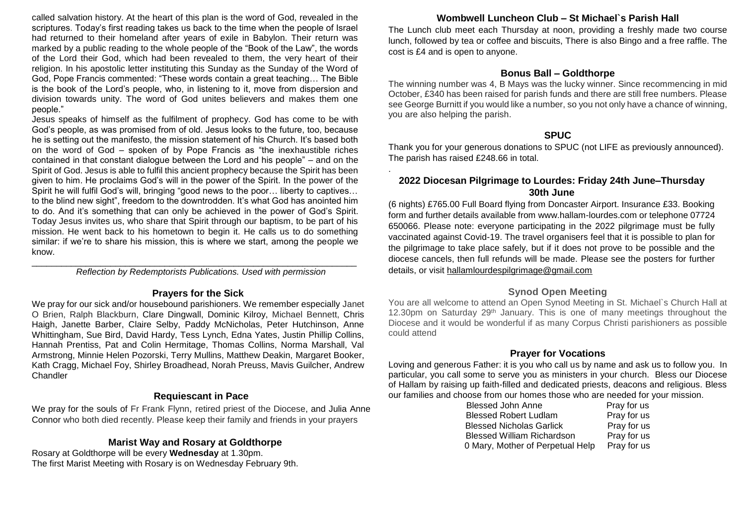called salvation history. At the heart of this plan is the word of God, revealed in the scriptures. Today's first reading takes us back to the time when the people of Israel had returned to their homeland after years of exile in Babylon. Their return was marked by a public reading to the whole people of the "Book of the Law", the words of the Lord their God, which had been revealed to them, the very heart of their religion. In his apostolic letter instituting this Sunday as the Sunday of the Word of God, Pope Francis commented: "These words contain a great teaching… The Bible is the book of the Lord's people, who, in listening to it, move from dispersion and division towards unity. The word of God unites believers and makes them one people."

Jesus speaks of himself as the fulfilment of prophecy. God has come to be with God's people, as was promised from of old. Jesus looks to the future, too, because he is setting out the manifesto, the mission statement of his Church. It's based both on the word of God – spoken of by Pope Francis as "the inexhaustible riches contained in that constant dialogue between the Lord and his people" – and on the Spirit of God. Jesus is able to fulfil this ancient prophecy because the Spirit has been given to him. He proclaims God's will in the power of the Spirit. In the power of the Spirit he will fulfil God's will, bringing "good news to the poor… liberty to captives… to the blind new sight", freedom to the downtrodden. It's what God has anointed him to do. And it's something that can only be achieved in the power of God's Spirit. Today Jesus invites us, who share that Spirit through our baptism, to be part of his mission. He went back to his hometown to begin it. He calls us to do something similar: if we're to share his mission, this is where we start, among the people we know.

---

*Reflection by Redemptorists Publications. Used with permission*

### Prayers for the Sick

We pray for our sick and/or housebound parishioners. We remember especially Janet O Brien, Ralph Blackburn, Clare Dingwall, Dominic Kilroy, Michael Bennett, Chris Haigh, Janette Barber, Claire Selby, Paddy McNicholas, Peter Hutchinson, Anne Whittingham, Sue Bird, David Hardy, Tess Lynch, Edna Yates, Justin Phillip Collins, Hannah Prentiss, Pat and Colin Hermitage, Thomas Collins, Norma Marshall, Val Armstrong, Minnie Helen Pozorski, Terry Mullins, Matthew Deakin, Margaret Booker, Kath Cragg, Michael Foy, Shirley Broadhead, Norah Preuss, Mavis Guilcher, Andrew Chandler

### Requiescant in Pace

We pray for the souls of Fr Frank Flynn, retired priest of the Diocese, and Julia Anne Connor who both died recently. Please keep their family and friends in your prayers

### Marist Way and Rosary at Goldthorpe

Rosary at Goldthorpe will be every **Wednesday** at 1.30pm.
The first Marist Meeting with Rosary is on Wednesday February 9th.

### Wombwell Luncheon Club – St Michael`s Parish Hall

The Lunch club meet each Thursday at noon, providing a freshly made two course lunch, followed by tea or coffee and biscuits, There is also Bingo and a free raffle. The cost is £4 and is open to anyone.

### Bonus Ball – Goldthorpe

The winning number was 4, B Mays was the lucky winner. Since recommencing in mid October, £340 has been raised for parish funds and there are still free numbers. Please see George Burnitt if you would like a number, so you not only have a chance of winning, you are also helping the parish.

### SPUC

Thank you for your generous donations to SPUC (not LIFE as previously announced). The parish has raised £248.66 in total.

### 2022 Diocesan Pilgrimage to Lourdes: Friday 24th June–Thursday 30th June

(6 nights) £765.00 Full Board flying from Doncaster Airport. Insurance £33. Booking form and further details available from www.hallam-lourdes.com or telephone 07724 650066. Please note: everyone participating in the 2022 pilgrimage must be fully vaccinated against Covid-19. The travel organisers feel that it is possible to plan for the pilgrimage to take place safely, but if it does not prove to be possible and the diocese cancels, then full refunds will be made. Please see the posters for further details, or visit hallamlourdespilgrimage@gmail.com

### Synod Open Meeting

You are all welcome to attend an Open Synod Meeting in St. Michael`s Church Hall at 12.30pm on Saturday 29th January. This is one of many meetings throughout the Diocese and it would be wonderful if as many Corpus Christi parishioners as possible could attend

### Prayer for Vocations

Loving and generous Father: it is you who call us by name and ask us to follow you. In particular, you call some to serve you as ministers in your church. Bless our Diocese of Hallam by raising up faith-filled and dedicated priests, deacons and religious. Bless our families and choose from our homes those who are needed for your mission.

Blessed John Anne — Pray for us
Blessed Robert Ludlam — Pray for us
Blessed Nicholas Garlick — Pray for us
Blessed William Richardson — Pray for us
0 Mary, Mother of Perpetual Help — Pray for us